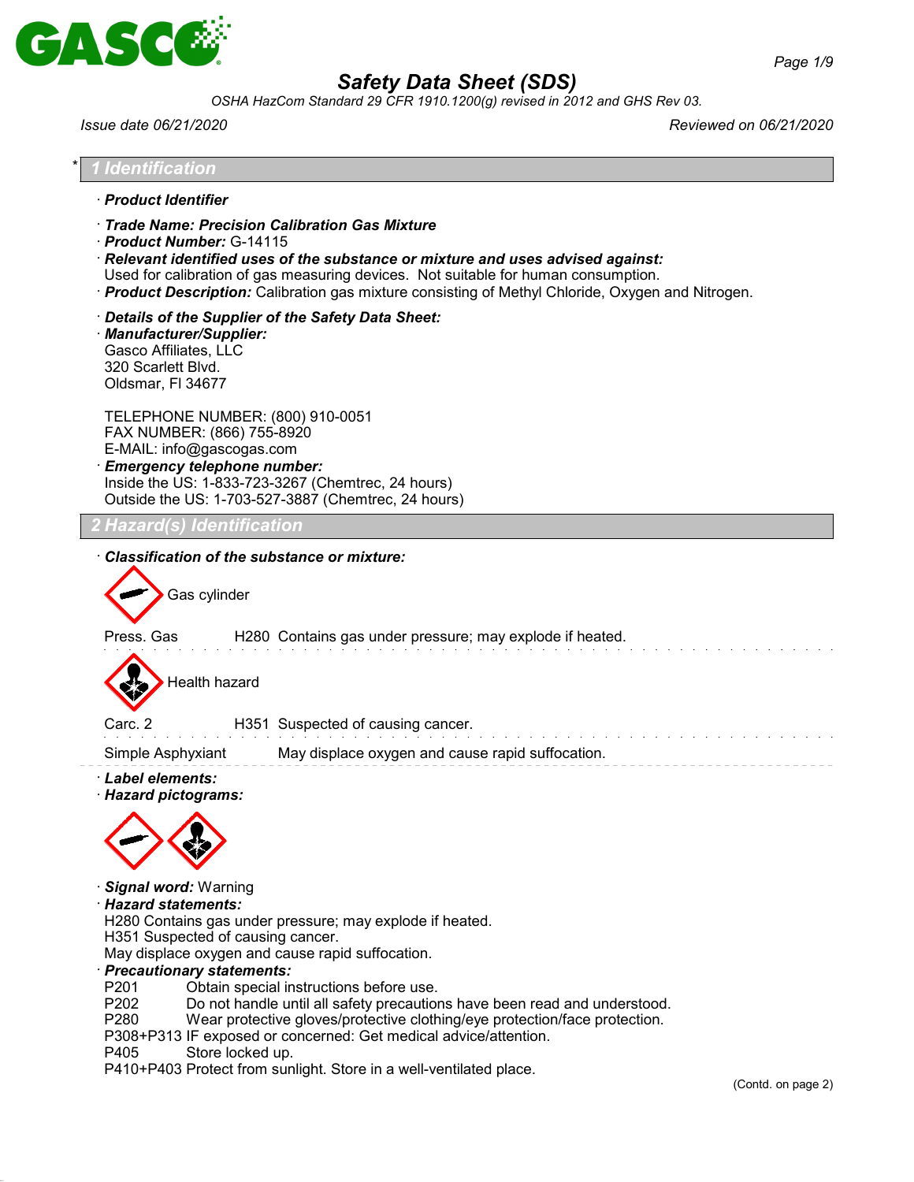# Safety Data Sheet (SDS)

*OSHA HazCom Standard 29 CFR 1910.1200(g) revised in 2012 and GHS Rev 03.*

*Issue date 06/21/2020* *Reviewed on 06/21/2020*

## * 1 Identification

· **Product Identifier**

· **Trade Name: Precision Calibration Gas Mixture**
· **Product Number:** G-14115
· **Relevant identified uses of the substance or mixture and uses advised against:**
Used for calibration of gas measuring devices. Not suitable for human consumption.
· **Product Description:** Calibration gas mixture consisting of Methyl Chloride, Oxygen and Nitrogen.

· **Details of the Supplier of the Safety Data Sheet:**
· **Manufacturer/Supplier:**
Gasco Affiliates, LLC
320 Scarlett Blvd.
Oldsmar, Fl 34677

TELEPHONE NUMBER: (800) 910-0051
FAX NUMBER: (866) 755-8920
E-MAIL: info@gascogas.com
· **Emergency telephone number:**
Inside the US: 1-833-723-3267 (Chemtrec, 24 hours)
Outside the US: 1-703-527-3887 (Chemtrec, 24 hours)

## 2 Hazard(s) Identification

· **Classification of the substance or mixture:**

Gas cylinder

Press. Gas H280 Contains gas under pressure; may explode if heated.

Health hazard

Carc. 2 H351 Suspected of causing cancer.

Simple Asphyxiant May displace oxygen and cause rapid suffocation.

· **Label elements:**
· **Hazard pictograms:**

· **Signal word:** Warning
· **Hazard statements:**
H280 Contains gas under pressure; may explode if heated.
H351 Suspected of causing cancer.
May displace oxygen and cause rapid suffocation.
· **Precautionary statements:**
P201 Obtain special instructions before use.
P202 Do not handle until all safety precautions have been read and understood.
P280 Wear protective gloves/protective clothing/eye protection/face protection.
P308+P313 IF exposed or concerned: Get medical advice/attention.
P405 Store locked up.
P410+P403 Protect from sunlight. Store in a well-ventilated place.

(Contd. on page 2)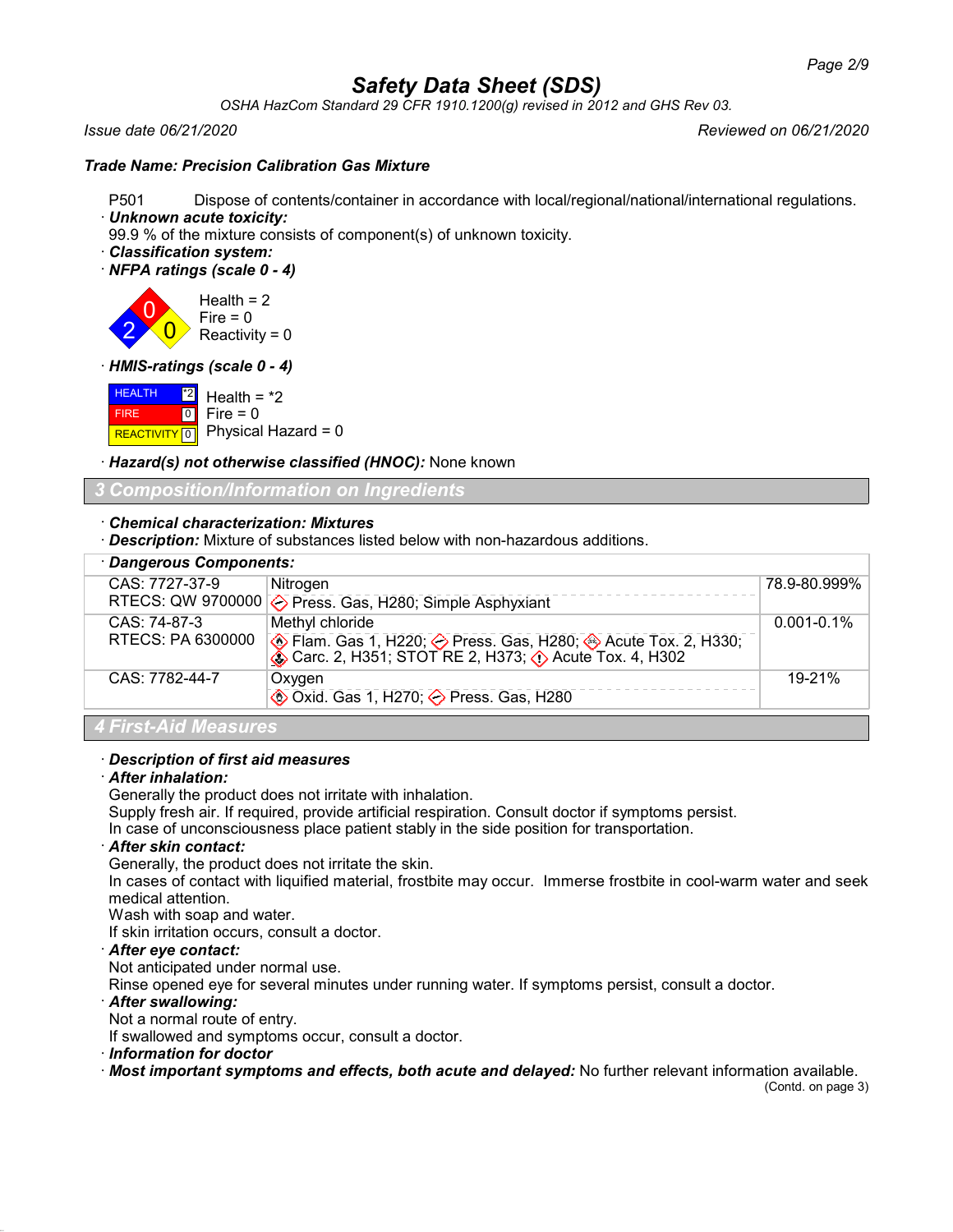# Safety Data Sheet (SDS)

*OSHA HazCom Standard 29 CFR 1910.1200(g) revised in 2012 and GHS Rev 03.*

*Issue date 06/21/2020* *Reviewed on 06/21/2020*

***Trade Name: Precision Calibration Gas Mixture***

P501 Dispose of contents/container in accordance with local/regional/national/international regulations.

· ***Unknown acute toxicity:***

99.9 % of the mixture consists of component(s) of unknown toxicity.

· ***Classification system:***

· ***NFPA ratings (scale 0 - 4)***

Health = 2
Fire = 0
Reactivity = 0

· ***HMIS-ratings (scale 0 - 4)***

| | |
|---|---|
| HEALTH | *2 |
| FIRE | 0 |
| REACTIVITY | 0 |

Health = *2
Fire = 0
Physical Hazard = 0

· ***Hazard(s) not otherwise classified (HNOC):*** None known

## 3 Composition/Information on Ingredients

· ***Chemical characterization: Mixtures***

· ***Description:*** Mixture of substances listed below with non-hazardous additions.

· ***Dangerous Components:***

| | | |
|---|---|---|
| CAS: 7727-37-9<br>RTECS: QW 9700000 | Nitrogen<br>Press. Gas, H280; Simple Asphyxiant | 78.9-80.999% |
| CAS: 74-87-3<br>RTECS: PA 6300000 | Methyl chloride<br>Flam. Gas 1, H220; Press. Gas, H280; Acute Tox. 2, H330; Carc. 2, H351; STOT RE 2, H373; Acute Tox. 4, H302 | 0.001-0.1% |
| CAS: 7782-44-7 | Oxygen<br>Oxid. Gas 1, H270; Press. Gas, H280 | 19-21% |

## 4 First-Aid Measures

· ***Description of first aid measures***

· ***After inhalation:***

Generally the product does not irritate with inhalation.
Supply fresh air. If required, provide artificial respiration. Consult doctor if symptoms persist.
In case of unconsciousness place patient stably in the side position for transportation.

· ***After skin contact:***

Generally, the product does not irritate the skin.
In cases of contact with liquified material, frostbite may occur. Immerse frostbite in cool-warm water and seek medical attention.
Wash with soap and water.
If skin irritation occurs, consult a doctor.

· ***After eye contact:***

Not anticipated under normal use.
Rinse opened eye for several minutes under running water. If symptoms persist, consult a doctor.

· ***After swallowing:***

Not a normal route of entry.
If swallowed and symptoms occur, consult a doctor.

· ***Information for doctor***

· ***Most important symptoms and effects, both acute and delayed:*** No further relevant information available.

(Contd. on page 3)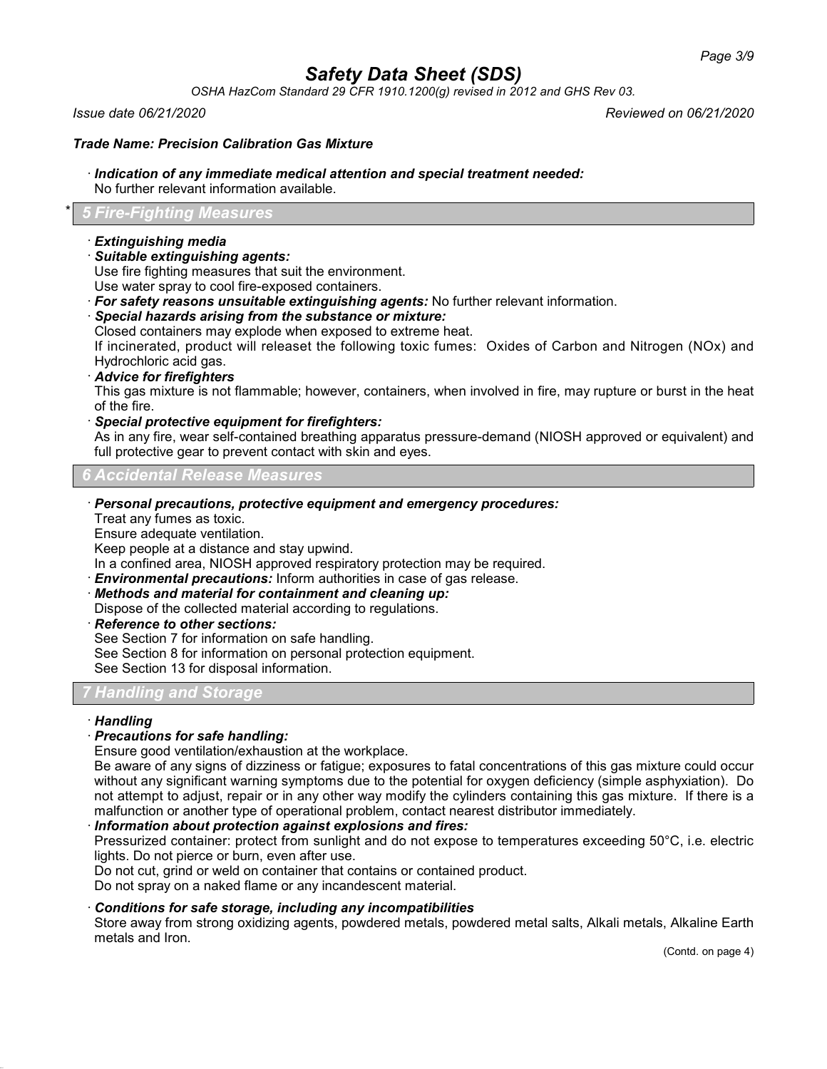*Trade Name: Precision Calibration Gas Mixture*

· ***Indication of any immediate medical attention and special treatment needed:***
No further relevant information available.

## * 5 Fire-Fighting Measures

· ***Extinguishing media***
· ***Suitable extinguishing agents:***
Use fire fighting measures that suit the environment.
Use water spray to cool fire-exposed containers.
· ***For safety reasons unsuitable extinguishing agents:*** No further relevant information.
· ***Special hazards arising from the substance or mixture:***
Closed containers may explode when exposed to extreme heat.
If incinerated, product will releaset the following toxic fumes: Oxides of Carbon and Nitrogen (NOx) and Hydrochloric acid gas.
· ***Advice for firefighters***
This gas mixture is not flammable; however, containers, when involved in fire, may rupture or burst in the heat of the fire.
· ***Special protective equipment for firefighters:***
As in any fire, wear self-contained breathing apparatus pressure-demand (NIOSH approved or equivalent) and full protective gear to prevent contact with skin and eyes.

## 6 Accidental Release Measures

· ***Personal precautions, protective equipment and emergency procedures:***
Treat any fumes as toxic.
Ensure adequate ventilation.
Keep people at a distance and stay upwind.
In a confined area, NIOSH approved respiratory protection may be required.
· ***Environmental precautions:*** Inform authorities in case of gas release.
· ***Methods and material for containment and cleaning up:***
Dispose of the collected material according to regulations.
· ***Reference to other sections:***
See Section 7 for information on safe handling.
See Section 8 for information on personal protection equipment.
See Section 13 for disposal information.

## 7 Handling and Storage

· ***Handling***
· ***Precautions for safe handling:***
Ensure good ventilation/exhaustion at the workplace.
Be aware of any signs of dizziness or fatigue; exposures to fatal concentrations of this gas mixture could occur without any significant warning symptoms due to the potential for oxygen deficiency (simple asphyxiation). Do not attempt to adjust, repair or in any other way modify the cylinders containing this gas mixture. If there is a malfunction or another type of operational problem, contact nearest distributor immediately.
· ***Information about protection against explosions and fires:***
Pressurized container: protect from sunlight and do not expose to temperatures exceeding 50°C, i.e. electric lights. Do not pierce or burn, even after use.
Do not cut, grind or weld on container that contains or contained product.
Do not spray on a naked flame or any incandescent material.

· ***Conditions for safe storage, including any incompatibilities***
Store away from strong oxidizing agents, powdered metals, powdered metal salts, Alkali metals, Alkaline Earth metals and Iron.

(Contd. on page 4)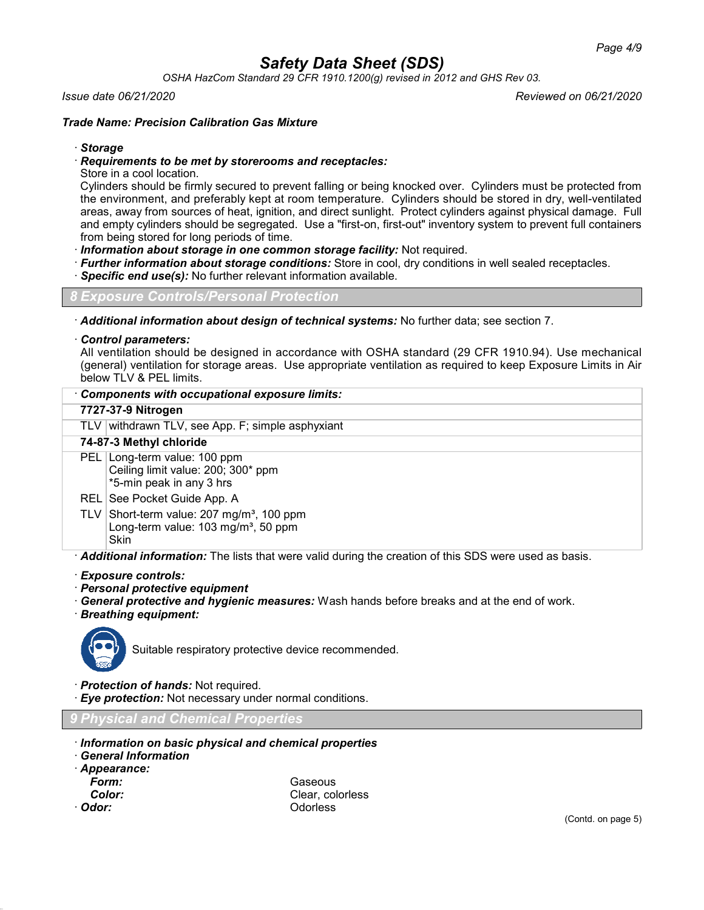# Safety Data Sheet (SDS)

*OSHA HazCom Standard 29 CFR 1910.1200(g) revised in 2012 and GHS Rev 03.*

*Issue date 06/21/2020* *Reviewed on 06/21/2020*

***Trade Name: Precision Calibration Gas Mixture***

· ***Storage***

· ***Requirements to be met by storerooms and receptacles:***

Store in a cool location.

Cylinders should be firmly secured to prevent falling or being knocked over. Cylinders must be protected from the environment, and preferably kept at room temperature. Cylinders should be stored in dry, well-ventilated areas, away from sources of heat, ignition, and direct sunlight. Protect cylinders against physical damage. Full and empty cylinders should be segregated. Use a "first-on, first-out" inventory system to prevent full containers from being stored for long periods of time.

· ***Information about storage in one common storage facility:*** Not required.

· ***Further information about storage conditions:*** Store in cool, dry conditions in well sealed receptacles.

· ***Specific end use(s):*** No further relevant information available.

## 8 Exposure Controls/Personal Protection

· ***Additional information about design of technical systems:*** No further data; see section 7.

· ***Control parameters:***

All ventilation should be designed in accordance with OSHA standard (29 CFR 1910.94). Use mechanical (general) ventilation for storage areas. Use appropriate ventilation as required to keep Exposure Limits in Air below TLV & PEL limits.

| · ***Components with occupational exposure limits:*** | |
|---|---|
| **7727-37-9 Nitrogen** | |
| TLV | withdrawn TLV, see App. F; simple asphyxiant |
| **74-87-3 Methyl chloride** | |
| PEL | Long-term value: 100 ppm<br>Ceiling limit value: 200; 300* ppm<br>*5-min peak in any 3 hrs |
| REL | See Pocket Guide App. A |
| TLV | Short-term value: 207 mg/m³, 100 ppm<br>Long-term value: 103 mg/m³, 50 ppm<br>Skin |

· ***Additional information:*** The lists that were valid during the creation of this SDS were used as basis.

· ***Exposure controls:***

· ***Personal protective equipment***

· ***General protective and hygienic measures:*** Wash hands before breaks and at the end of work.

· ***Breathing equipment:***

Suitable respiratory protective device recommended.

· ***Protection of hands:*** Not required.

· ***Eye protection:*** Not necessary under normal conditions.

## 9 Physical and Chemical Properties

· ***Information on basic physical and chemical properties***

· ***General Information***

· ***Appearance:***

***Form:*** Gaseous

***Color:*** Clear, colorless

· ***Odor:*** Odorless

(Contd. on page 5)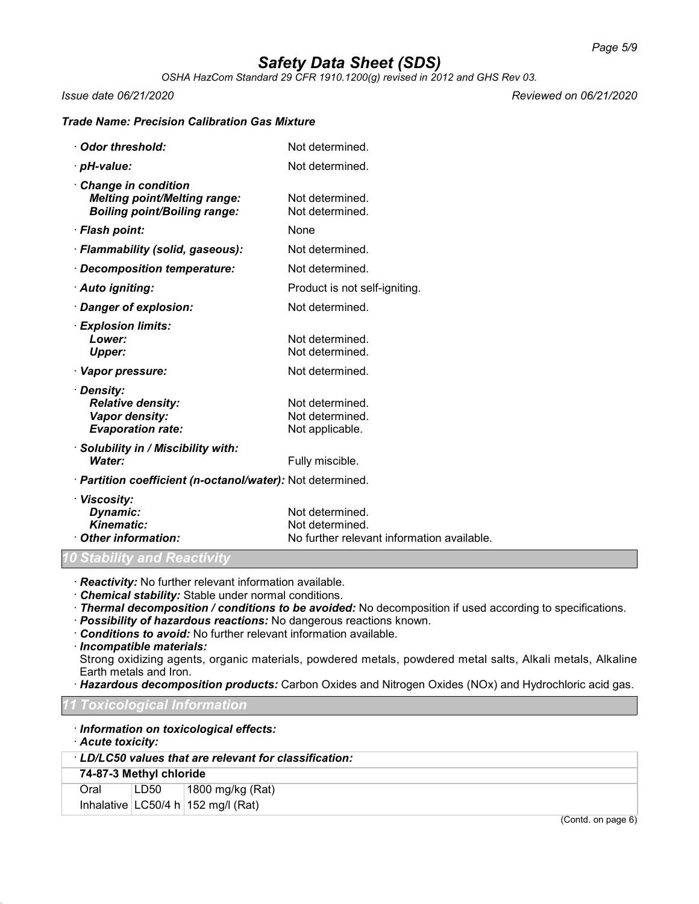# Safety Data Sheet (SDS)

*OSHA HazCom Standard 29 CFR 1910.1200(g) revised in 2012 and GHS Rev 03.*

*Issue date 06/21/2020* *Reviewed on 06/21/2020*

***Trade Name: Precision Calibration Gas Mixture***

| | |
|---|---|
| · ***Odor threshold:*** | Not determined. |
| · ***pH-value:*** | Not determined. |
| · ***Change in condition*** | |
| ***Melting point/Melting range:*** | Not determined. |
| ***Boiling point/Boiling range:*** | Not determined. |
| · ***Flash point:*** | None |
| · ***Flammability (solid, gaseous):*** | Not determined. |
| · ***Decomposition temperature:*** | Not determined. |
| · ***Auto igniting:*** | Product is not self-igniting. |
| · ***Danger of explosion:*** | Not determined. |
| · ***Explosion limits:*** | |
| ***Lower:*** | Not determined. |
| ***Upper:*** | Not determined. |
| · ***Vapor pressure:*** | Not determined. |
| · ***Density:*** | |
| ***Relative density:*** | Not determined. |
| ***Vapor density:*** | Not determined. |
| ***Evaporation rate:*** | Not applicable. |
| · ***Solubility in / Miscibility with:*** | |
| ***Water:*** | Fully miscible. |
| · ***Partition coefficient (n-octanol/water):*** | Not determined. |
| · ***Viscosity:*** | |
| ***Dynamic:*** | Not determined. |
| ***Kinematic:*** | Not determined. |
| · ***Other information:*** | No further relevant information available. |

## 10 Stability and Reactivity

- · ***Reactivity:*** No further relevant information available.
- · ***Chemical stability:*** Stable under normal conditions.
- · ***Thermal decomposition / conditions to be avoided:*** No decomposition if used according to specifications.
- · ***Possibility of hazardous reactions:*** No dangerous reactions known.
- · ***Conditions to avoid:*** No further relevant information available.
- · ***Incompatible materials:***
  Strong oxidizing agents, organic materials, powdered metals, powdered metal salts, Alkali metals, Alkaline Earth metals and Iron.
- · ***Hazardous decomposition products:*** Carbon Oxides and Nitrogen Oxides (NOx) and Hydrochloric acid gas.

## 11 Toxicological Information

· ***Information on toxicological effects:***

· ***Acute toxicity:***

| · ***LD/LC50 values that are relevant for classification:*** | | |
|---|---|---|
| **74-87-3 Methyl chloride** | | |
| Oral | LD50 | 1800 mg/kg (Rat) |
| Inhalative | LC50/4 h | 152 mg/l (Rat) |

(Contd. on page 6)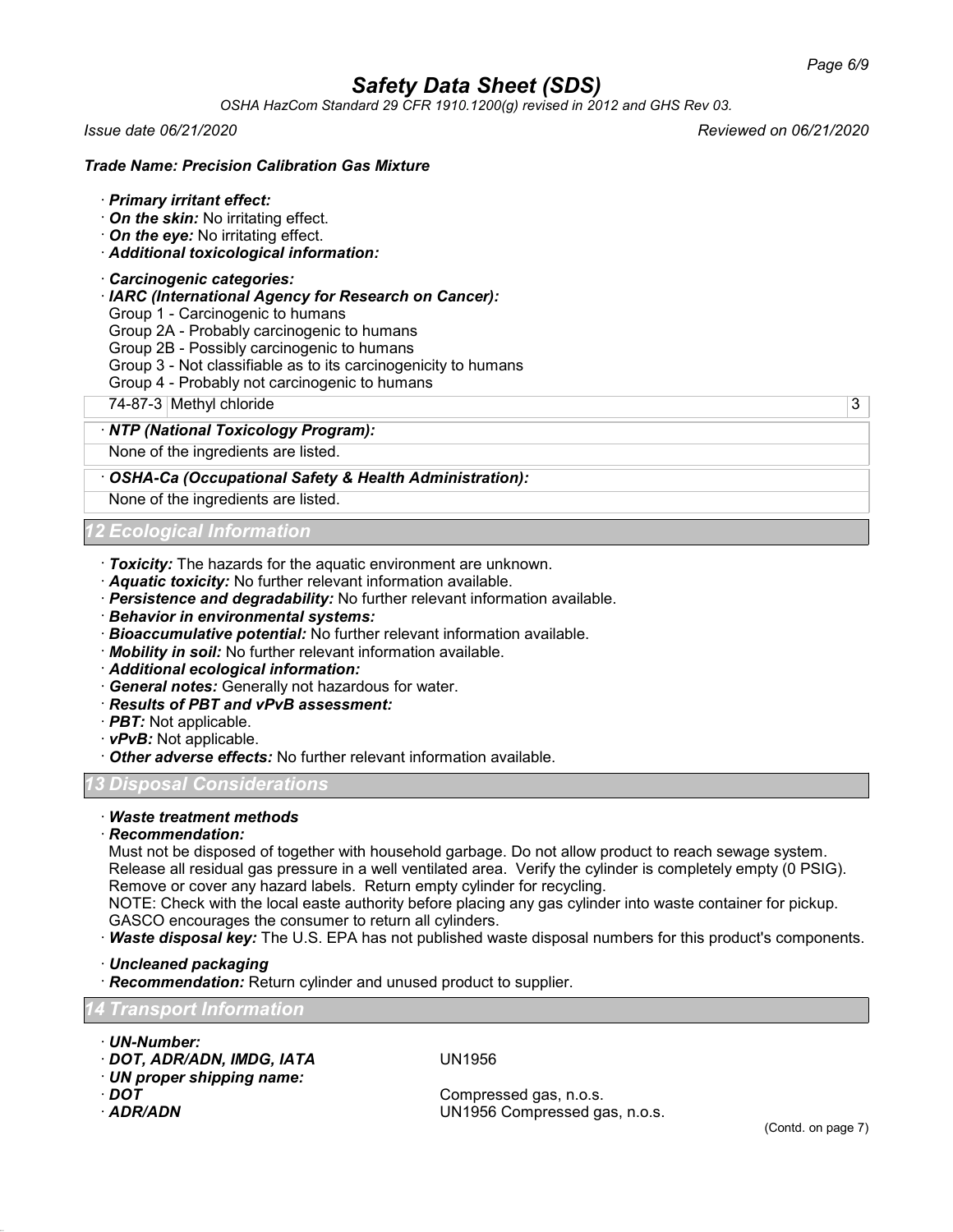### Trade Name: Precision Calibration Gas Mixture

· **Primary irritant effect:**
· **On the skin:** No irritating effect.
· **On the eye:** No irritating effect.
· **Additional toxicological information:**

· **Carcinogenic categories:**
· **IARC (International Agency for Research on Cancer):**
Group 1 - Carcinogenic to humans
Group 2A - Probably carcinogenic to humans
Group 2B - Possibly carcinogenic to humans
Group 3 - Not classifiable as to its carcinogenicity to humans
Group 4 - Probably not carcinogenic to humans

| | | |
|---|---|---|
| 74-87-3 | Methyl chloride | 3 |

· **NTP (National Toxicology Program):**

None of the ingredients are listed.

· **OSHA-Ca (Occupational Safety & Health Administration):**

None of the ingredients are listed.

## 12 Ecological Information

· **Toxicity:** The hazards for the aquatic environment are unknown.
· **Aquatic toxicity:** No further relevant information available.
· **Persistence and degradability:** No further relevant information available.
· **Behavior in environmental systems:**
· **Bioaccumulative potential:** No further relevant information available.
· **Mobility in soil:** No further relevant information available.
· **Additional ecological information:**
· **General notes:** Generally not hazardous for water.
· **Results of PBT and vPvB assessment:**
· **PBT:** Not applicable.
· **vPvB:** Not applicable.
· **Other adverse effects:** No further relevant information available.

## 13 Disposal Considerations

· **Waste treatment methods**
· **Recommendation:**
Must not be disposed of together with household garbage. Do not allow product to reach sewage system. Release all residual gas pressure in a well ventilated area. Verify the cylinder is completely empty (0 PSIG). Remove or cover any hazard labels. Return empty cylinder for recycling.
NOTE: Check with the local easte authority before placing any gas cylinder into waste container for pickup. GASCO encourages the consumer to return all cylinders.
· **Waste disposal key:** The U.S. EPA has not published waste disposal numbers for this product's components.

· **Uncleaned packaging**
· **Recommendation:** Return cylinder and unused product to supplier.

## 14 Transport Information

· **UN-Number:**
· **DOT, ADR/ADN, IMDG, IATA** UN1956
· **UN proper shipping name:**
· **DOT** Compressed gas, n.o.s.
· **ADR/ADN** UN1956 Compressed gas, n.o.s.

(Contd. on page 7)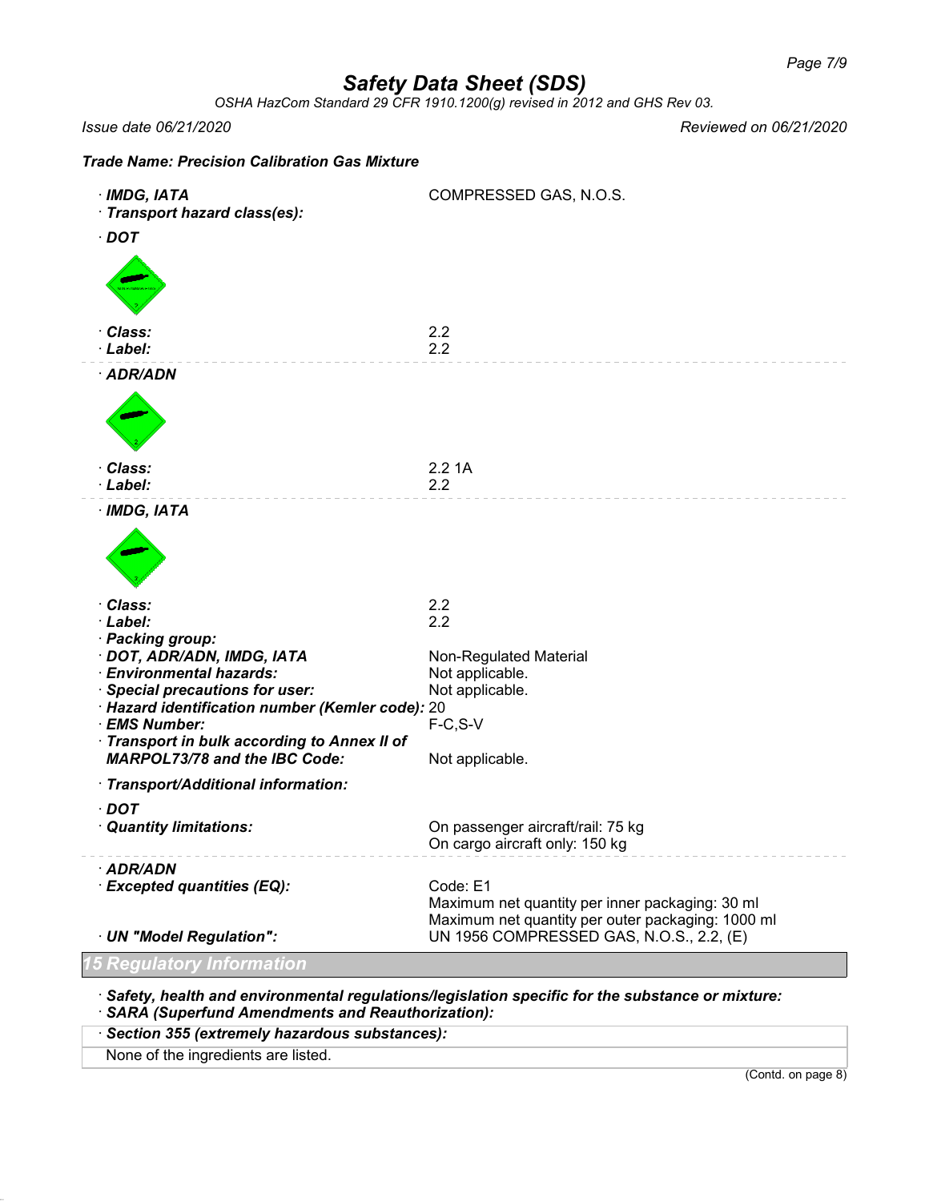## Safety Data Sheet (SDS)

*OSHA HazCom Standard 29 CFR 1910.1200(g) revised in 2012 and GHS Rev 03.*

*Issue date 06/21/2020* *Reviewed on 06/21/2020*

**Trade Name: Precision Calibration Gas Mixture**

· **IMDG, IATA** COMPRESSED GAS, N.O.S.

· **Transport hazard class(es):**

· **DOT**

· **Class:** 2.2
· **Label:** 2.2

· **ADR/ADN**

· **Class:** 2.2 1A
· **Label:** 2.2

· **IMDG, IATA**

· **Class:** 2.2
· **Label:** 2.2

· **Packing group:**
· **DOT, ADR/ADN, IMDG, IATA** Non-Regulated Material
· **Environmental hazards:** Not applicable.
· **Special precautions for user:** Not applicable.
· **Hazard identification number (Kemler code):** 20
· **EMS Number:** F-C,S-V
· **Transport in bulk according to Annex II of MARPOL73/78 and the IBC Code:** Not applicable.

· **Transport/Additional information:**

· **DOT**
· **Quantity limitations:** On passenger aircraft/rail: 75 kg
On cargo aircraft only: 150 kg

· **ADR/ADN**
· **Excepted quantities (EQ):** Code: E1
Maximum net quantity per inner packaging: 30 ml
Maximum net quantity per outer packaging: 1000 ml
· **UN "Model Regulation":** UN 1956 COMPRESSED GAS, N.O.S., 2.2, (E)

## 15 Regulatory Information

· **Safety, health and environmental regulations/legislation specific for the substance or mixture:**
· **SARA (Superfund Amendments and Reauthorization):**

· **Section 355 (extremely hazardous substances):**

None of the ingredients are listed.

(Contd. on page 8)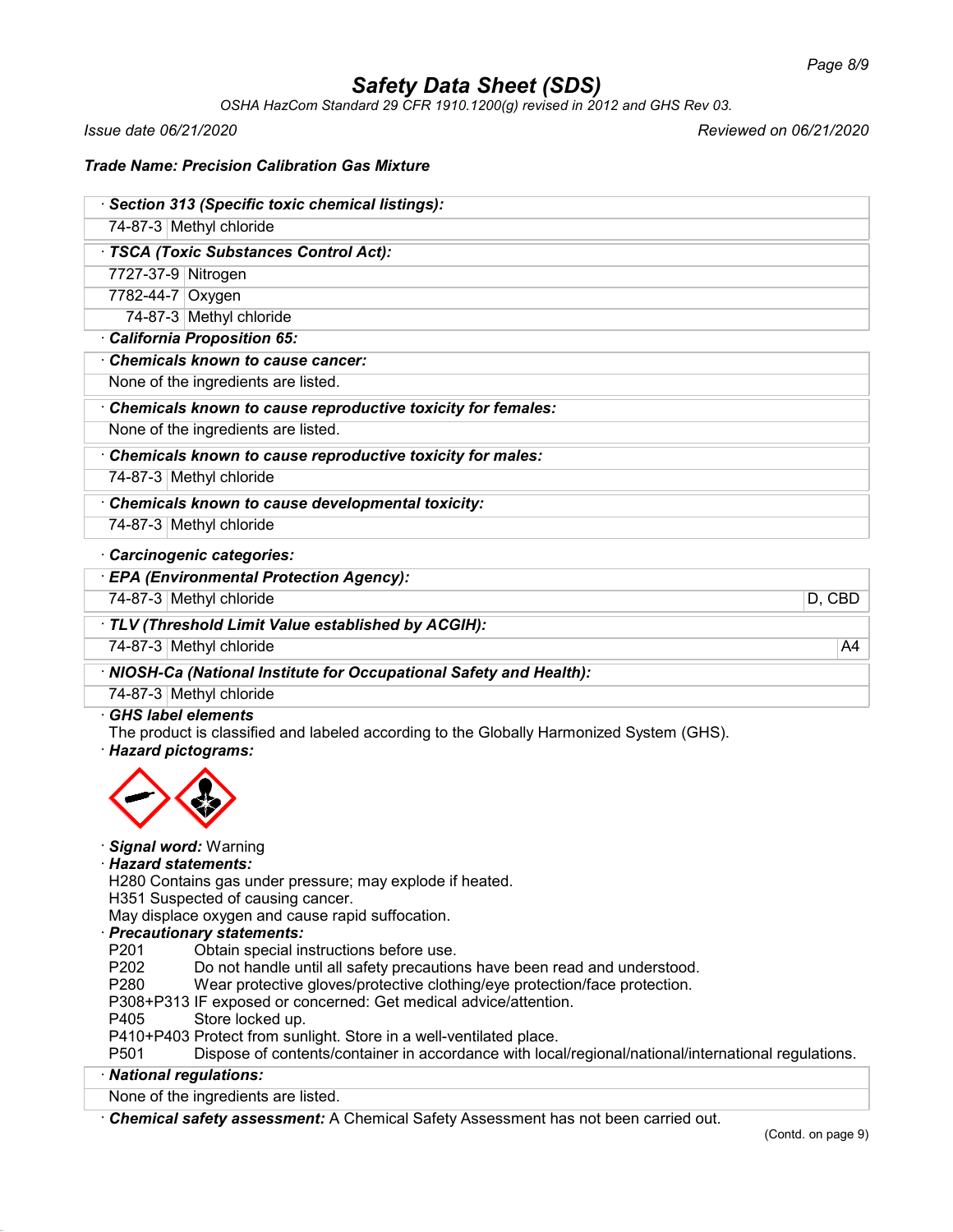# Safety Data Sheet (SDS)

*OSHA HazCom Standard 29 CFR 1910.1200(g) revised in 2012 and GHS Rev 03.*

*Issue date 06/21/2020* *Reviewed on 06/21/2020*

**Trade Name: Precision Calibration Gas Mixture**

| · **Section 313 (Specific toxic chemical listings):** | |
|---|---|
| 74-87-3 | Methyl chloride |

| · **TSCA (Toxic Substances Control Act):** | |
|---|---|
| 7727-37-9 | Nitrogen |
| 7782-44-7 | Oxygen |
| 74-87-3 | Methyl chloride |

· **California Proposition 65:**

| · **Chemicals known to cause cancer:** |
|---|
| None of the ingredients are listed. |

| · **Chemicals known to cause reproductive toxicity for females:** |
|---|
| None of the ingredients are listed. |

| · **Chemicals known to cause reproductive toxicity for males:** | |
|---|---|
| 74-87-3 | Methyl chloride |

| · **Chemicals known to cause developmental toxicity:** | |
|---|---|
| 74-87-3 | Methyl chloride |

· **Carcinogenic categories:**

| · **EPA (Environmental Protection Agency):** | | |
|---|---|---|
| 74-87-3 | Methyl chloride | D, CBD |

| · **TLV (Threshold Limit Value established by ACGIH):** | | |
|---|---|---|
| 74-87-3 | Methyl chloride | A4 |

| · **NIOSH-Ca (National Institute for Occupational Safety and Health):** | |
|---|---|
| 74-87-3 | Methyl chloride |

· **GHS label elements**

The product is classified and labeled according to the Globally Harmonized System (GHS).

· **Hazard pictograms:**

· **Signal word:** Warning

· **Hazard statements:**

H280 Contains gas under pressure; may explode if heated.
H351 Suspected of causing cancer.
May displace oxygen and cause rapid suffocation.

· **Precautionary statements:**

P201 Obtain special instructions before use.
P202 Do not handle until all safety precautions have been read and understood.
P280 Wear protective gloves/protective clothing/eye protection/face protection.
P308+P313 IF exposed or concerned: Get medical advice/attention.
P405 Store locked up.
P410+P403 Protect from sunlight. Store in a well-ventilated place.
P501 Dispose of contents/container in accordance with local/regional/national/international regulations.

| · **National regulations:** |
|---|
| None of the ingredients are listed. |

· **Chemical safety assessment:** A Chemical Safety Assessment has not been carried out.

(Contd. on page 9)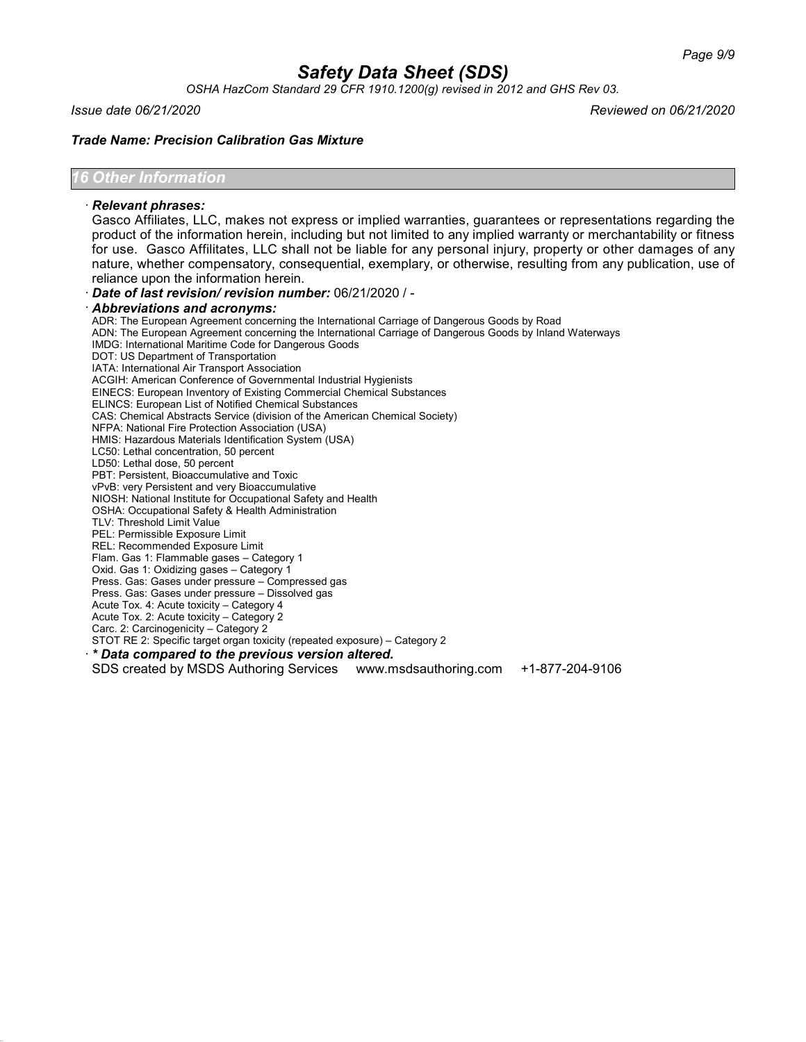## 16 Other Information

· ***Relevant phrases:***

Gasco Affiliates, LLC, makes not express or implied warranties, guarantees or representations regarding the product of the information herein, including but not limited to any implied warranty or merchantability or fitness for use. Gasco Affilitates, LLC shall not be liable for any personal injury, property or other damages of any nature, whether compensatory, consequential, exemplary, or otherwise, resulting from any publication, use of reliance upon the information herein.

· ***Date of last revision/ revision number:*** 06/21/2020 / -

· ***Abbreviations and acronyms:***

ADR: The European Agreement concerning the International Carriage of Dangerous Goods by Road
ADN: The European Agreement concerning the International Carriage of Dangerous Goods by Inland Waterways
IMDG: International Maritime Code for Dangerous Goods
DOT: US Department of Transportation
IATA: International Air Transport Association
ACGIH: American Conference of Governmental Industrial Hygienists
EINECS: European Inventory of Existing Commercial Chemical Substances
ELINCS: European List of Notified Chemical Substances
CAS: Chemical Abstracts Service (division of the American Chemical Society)
NFPA: National Fire Protection Association (USA)
HMIS: Hazardous Materials Identification System (USA)
LC50: Lethal concentration, 50 percent
LD50: Lethal dose, 50 percent
PBT: Persistent, Bioaccumulative and Toxic
vPvB: very Persistent and very Bioaccumulative
NIOSH: National Institute for Occupational Safety and Health
OSHA: Occupational Safety & Health Administration
TLV: Threshold Limit Value
PEL: Permissible Exposure Limit
REL: Recommended Exposure Limit
Flam. Gas 1: Flammable gases – Category 1
Oxid. Gas 1: Oxidizing gases – Category 1
Press. Gas: Gases under pressure – Compressed gas
Press. Gas: Gases under pressure – Dissolved gas
Acute Tox. 4: Acute toxicity – Category 4
Acute Tox. 2: Acute toxicity – Category 2
Carc. 2: Carcinogenicity – Category 2
STOT RE 2: Specific target organ toxicity (repeated exposure) – Category 2

· ***\* Data compared to the previous version altered.***

SDS created by MSDS Authoring Services www.msdsauthoring.com +1-877-204-9106